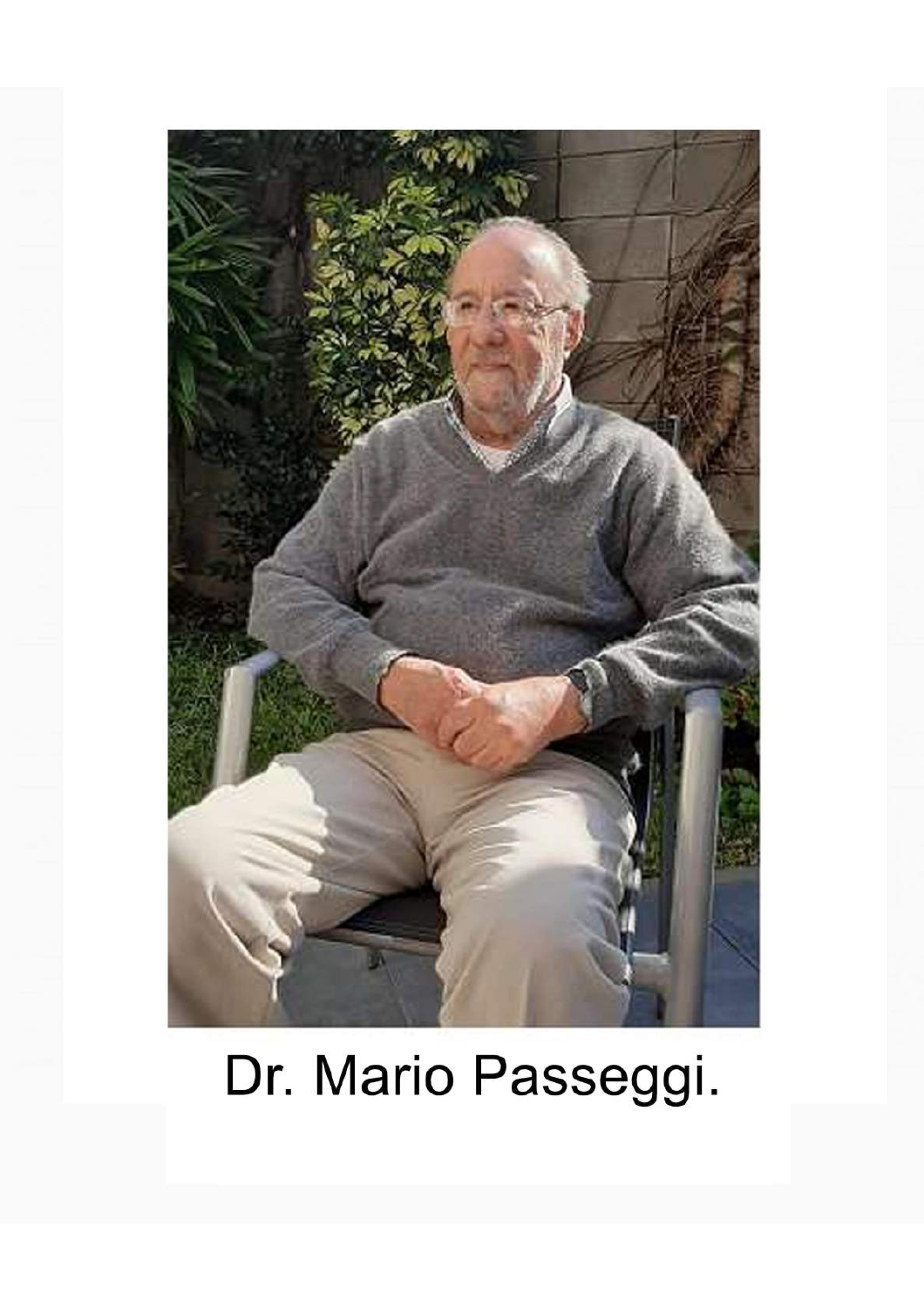Dr. Mario Passeggi.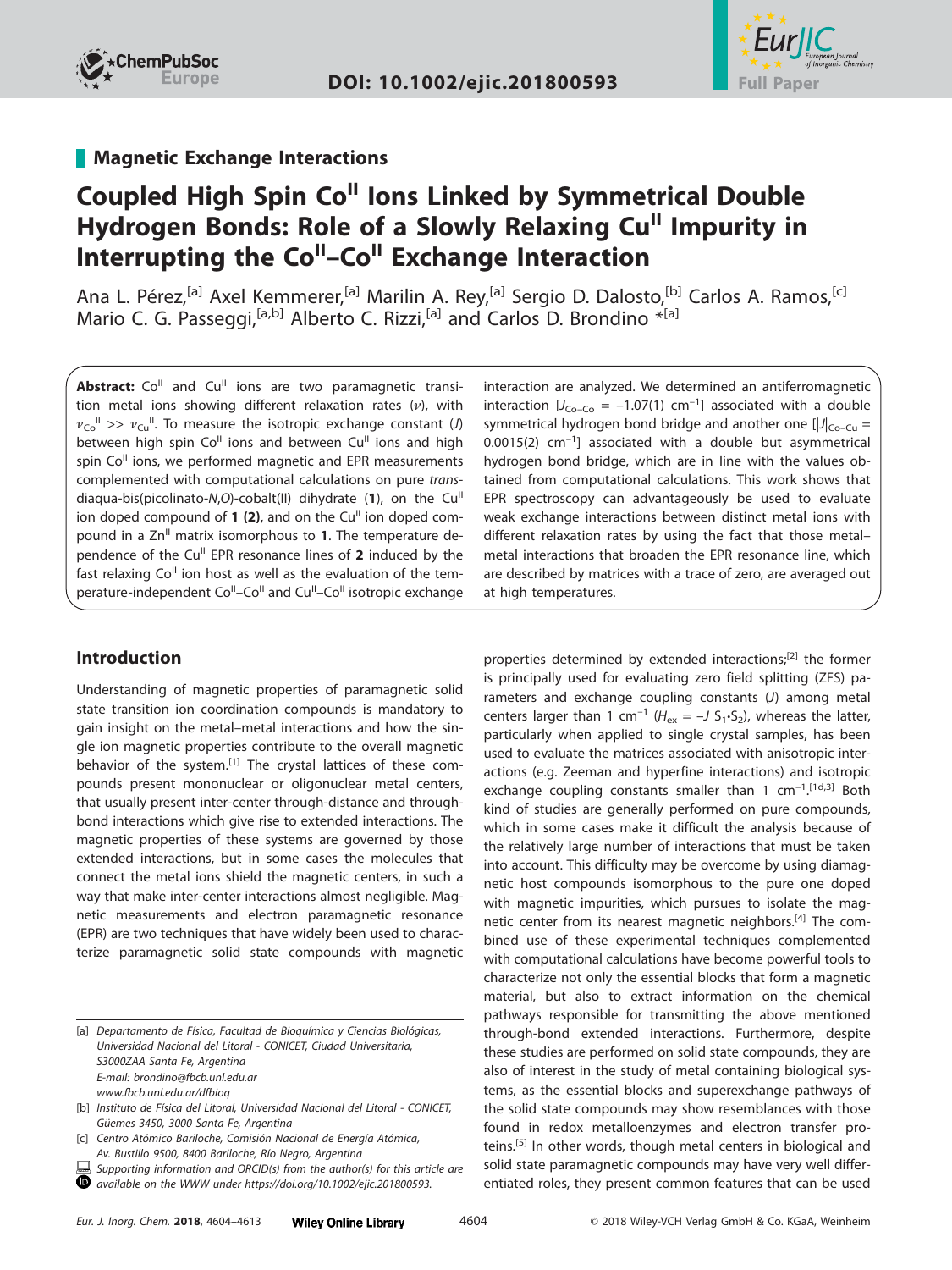## Magnetic Exchange Interactions

# Coupled High Spin $Co^{II}$ Ions Linked by Symmetrical Double Hydrogen Bonds: Role of a Slowly Relaxing $Cu^{II}$ Impurity in Interrupting the $Co^{II}$–$Co^{II}$ Exchange Interaction

Ana L. Pérez,[a] Axel Kemmerer,[a] Marilin A. Rey,[a] Sergio D. Dalosto,[b] Carlos A. Ramos,[c] Mario C. G. Passeggi,[a,b] Alberto C. Rizzi,[a] and Carlos D. Brondino *[a]

**Abstract:** $Co^{II}$ and $Cu^{II}$ ions are two paramagnetic transition metal ions showing different relaxation rates ($\nu$), with $\nu_{Co^{II}} >> \nu_{Cu^{II}}$. To measure the isotropic exchange constant ($J$) between high spin $Co^{II}$ ions and between $Cu^{II}$ ions and high spin $Co^{II}$ ions, we performed magnetic and EPR measurements complemented with computational calculations on pure *trans*-diaqua-bis(picolinato-*N*,*O*)-cobalt(II) dihydrate (**1**), on the $Cu^{II}$ ion doped compound of **1 (2)**, and on the $Cu^{II}$ ion doped compound in a $Zn^{II}$ matrix isomorphous to **1**. The temperature dependence of the $Cu^{II}$ EPR resonance lines of **2** induced by the fast relaxing $Co^{II}$ ion host as well as the evaluation of the temperature-independent $Co^{II}$–$Co^{II}$ and $Cu^{II}$–$Co^{II}$ isotropic exchange interaction are analyzed. We determined an antiferromagnetic interaction [$J_{Co–Co} = -1.07(1)$ cm$^{-1}$] associated with a double symmetrical hydrogen bond bridge and another one [$|J|_{Co–Cu} = 0.0015(2)$ cm$^{-1}$] associated with a double but asymmetrical hydrogen bond bridge, which are in line with the values obtained from computational calculations. This work shows that EPR spectroscopy can advantageously be used to evaluate weak exchange interactions between distinct metal ions with different relaxation rates by using the fact that those metal–metal interactions that broaden the EPR resonance line, which are described by matrices with a trace of zero, are averaged out at high temperatures.

## Introduction

Understanding of magnetic properties of paramagnetic solid state transition ion coordination compounds is mandatory to gain insight on the metal–metal interactions and how the single ion magnetic properties contribute to the overall magnetic behavior of the system.[1] The crystal lattices of these compounds present mononuclear or oligonuclear metal centers, that usually present inter-center through-distance and through-bond interactions which give rise to extended interactions. The magnetic properties of these systems are governed by those extended interactions, but in some cases the molecules that connect the metal ions shield the magnetic centers, in such a way that make inter-center interactions almost negligible. Magnetic measurements and electron paramagnetic resonance (EPR) are two techniques that have widely been used to characterize paramagnetic solid state compounds with magnetic properties determined by extended interactions;[2] the former is principally used for evaluating zero field splitting (ZFS) parameters and exchange coupling constants ($J$) among metal centers larger than 1 cm$^{-1}$ ($H_{ex} = -J\, S_1 \cdot S_2$), whereas the latter, particularly when applied to single crystal samples, has been used to evaluate the matrices associated with anisotropic interactions (e.g. Zeeman and hyperfine interactions) and isotropic exchange coupling constants smaller than 1 cm$^{-1}$.[1d,3] Both kind of studies are generally performed on pure compounds, which in some cases make it difficult the analysis because of the relatively large number of interactions that must be taken into account. This difficulty may be overcome by using diamagnetic host compounds isomorphous to the pure one doped with magnetic impurities, which pursues to isolate the magnetic center from its nearest magnetic neighbors.[4] The combined use of these experimental techniques complemented with computational calculations have become powerful tools to characterize not only the essential blocks that form a magnetic material, but also to extract information on the chemical pathways responsible for transmitting the above mentioned through-bond extended interactions. Furthermore, despite these studies are performed on solid state compounds, they are also of interest in the study of metal containing biological systems, as the essential blocks and superexchange pathways of the solid state compounds may show resemblances with those found in redox metalloenzymes and electron transfer proteins.[5] In other words, though metal centers in biological and solid state paramagnetic compounds may have very well differentiated roles, they present common features that can be used

[a] Departamento de Física, Facultad de Bioquímica y Ciencias Biológicas, Universidad Nacional del Litoral - CONICET, Ciudad Universitaria, S3000ZAA Santa Fe, Argentina
E-mail: brondino@fbcb.unl.edu.ar
www.fbcb.unl.edu.ar/dfbioq

[b] Instituto de Física del Litoral, Universidad Nacional del Litoral - CONICET, Güemes 3450, 3000 Santa Fe, Argentina

[c] Centro Atómico Bariloche, Comisión Nacional de Energía Atómica, Av. Bustillo 9500, 8400 Bariloche, Río Negro, Argentina

Supporting information and ORCID(s) from the author(s) for this article are available on the WWW under https://doi.org/10.1002/ejic.201800593.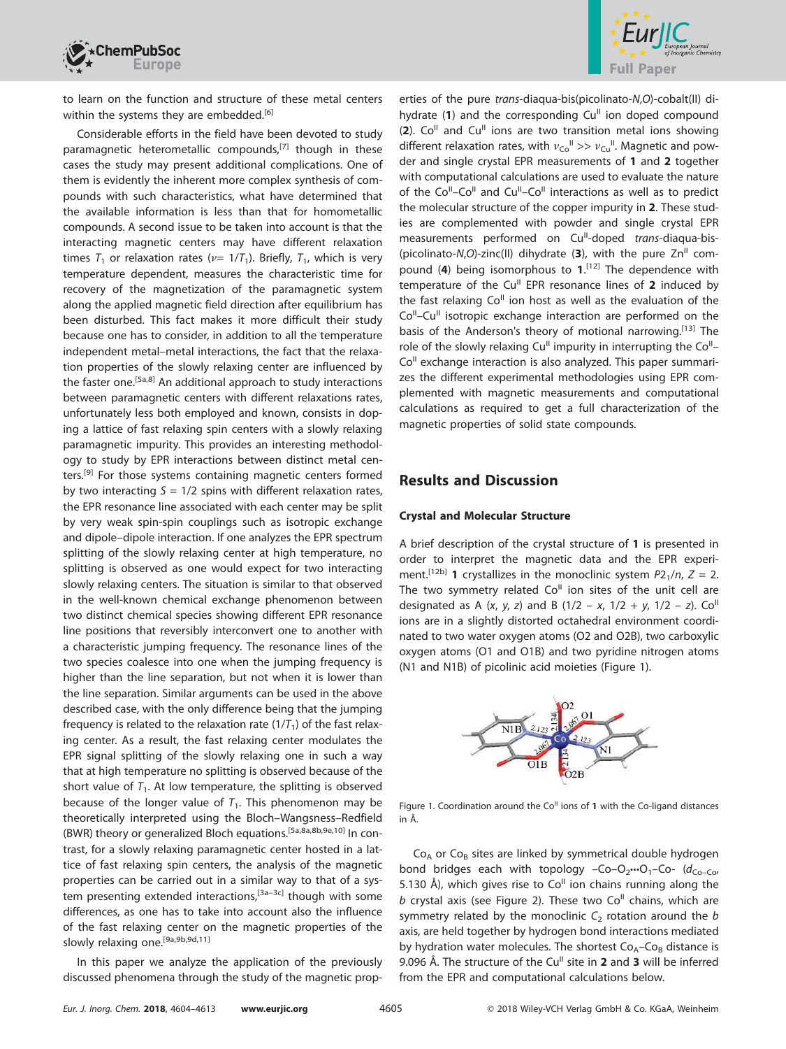to learn on the function and structure of these metal centers within the systems they are embedded.[6]

Considerable efforts in the field have been devoted to study paramagnetic heterometallic compounds,[7] though in these cases the study may present additional complications. One of them is evidently the inherent more complex synthesis of compounds with such characteristics, what have determined that the available information is less than that for homometallic compounds. A second issue to be taken into account is that the interacting magnetic centers may have different relaxation times $T_1$ or relaxation rates ($\nu = 1/T_1$). Briefly, $T_1$, which is very temperature dependent, measures the characteristic time for recovery of the magnetization of the paramagnetic system along the applied magnetic field direction after equilibrium has been disturbed. This fact makes it more difficult their study because one has to consider, in addition to all the temperature independent metal–metal interactions, the fact that the relaxation properties of the slowly relaxing center are influenced by the faster one.[5a,8] An additional approach to study interactions between paramagnetic centers with different relaxations rates, unfortunately less both employed and known, consists in doping a lattice of fast relaxing spin centers with a slowly relaxing paramagnetic impurity. This provides an interesting methodology to study by EPR interactions between distinct metal centers.[9] For those systems containing magnetic centers formed by two interacting $S = 1/2$ spins with different relaxation rates, the EPR resonance line associated with each center may be split by very weak spin-spin couplings such as isotropic exchange and dipole–dipole interaction. If one analyzes the EPR spectrum splitting of the slowly relaxing center at high temperature, no splitting is observed as one would expect for two interacting slowly relaxing centers. The situation is similar to that observed in the well-known chemical exchange phenomenon between two distinct chemical species showing different EPR resonance line positions that reversibly interconvert one to another with a characteristic jumping frequency. The resonance lines of the two species coalesce into one when the jumping frequency is higher than the line separation, but not when it is lower than the line separation. Similar arguments can be used in the above described case, with the only difference being that the jumping frequency is related to the relaxation rate ($1/T_1$) of the fast relaxing center. As a result, the fast relaxing center modulates the EPR signal splitting of the slowly relaxing one in such a way that at high temperature no splitting is observed because of the short value of $T_1$. At low temperature, the splitting is observed because of the longer value of $T_1$. This phenomenon may be theoretically interpreted using the Bloch–Wangsness–Redfield (BWR) theory or generalized Bloch equations.[5a,8a,8b,9e,10] In contrast, for a slowly relaxing paramagnetic center hosted in a lattice of fast relaxing spin centers, the analysis of the magnetic properties can be carried out in a similar way to that of a system presenting extended interactions,[3a–3c] though with some differences, as one has to take into account also the influence of the fast relaxing center on the magnetic properties of the slowly relaxing one.[9a,9b,9d,11]

In this paper we analyze the application of the previously discussed phenomena through the study of the magnetic properties of the pure *trans*-diaqua-bis(picolinato-*N*,*O*)-cobalt(II) dihydrate (**1**) and the corresponding $Cu^{II}$ ion doped compound (**2**). $Co^{II}$ and $Cu^{II}$ ions are two transition metal ions showing different relaxation rates, with $\nu_{Co^{II}} >> \nu_{Cu^{II}}$. Magnetic and powder and single crystal EPR measurements of **1** and **2** together with computational calculations are used to evaluate the nature of the $Co^{II}$–$Co^{II}$ and $Cu^{II}$–$Co^{II}$ interactions as well as to predict the molecular structure of the copper impurity in **2**. These studies are complemented with powder and single crystal EPR measurements performed on $Cu^{II}$-doped *trans*-diaqua-bis-(picolinato-*N*,*O*)-zinc(II) dihydrate (**3**), with the pure $Zn^{II}$ compound (**4**) being isomorphous to **1**.[12] The dependence with temperature of the $Cu^{II}$ EPR resonance lines of **2** induced by the fast relaxing $Co^{II}$ ion host as well as the evaluation of the $Co^{II}$–$Cu^{II}$ isotropic exchange interaction are performed on the basis of the Anderson's theory of motional narrowing.[13] The role of the slowly relaxing $Cu^{II}$ impurity in interrupting the $Co^{II}$–$Co^{II}$ exchange interaction is also analyzed. This paper summarizes the different experimental methodologies using EPR complemented with magnetic measurements and computational calculations as required to get a full characterization of the magnetic properties of solid state compounds.

## Results and Discussion

### Crystal and Molecular Structure

A brief description of the crystal structure of **1** is presented in order to interpret the magnetic data and the EPR experiment.[12b] **1** crystallizes in the monoclinic system $P2_1/n$, $Z = 2$. The two symmetry related $Co^{II}$ ion sites of the unit cell are designated as A ($x$, $y$, $z$) and B ($1/2 - x$, $1/2 + y$, $1/2 - z$). $Co^{II}$ ions are in a slightly distorted octahedral environment coordinated to two water oxygen atoms (O2 and O2B), two carboxylic oxygen atoms (O1 and O1B) and two pyridine nitrogen atoms (N1 and N1B) of picolinic acid moieties (Figure 1).

Figure 1. Coordination around the $Co^{II}$ ions of **1** with the Co-ligand distances in Å.

$Co_A$ or $Co_B$ sites are linked by symmetrical double hydrogen bond bridges each with topology –Co–O$_2$•••O$_1$–Co- ($d_{Co-Co}$, 5.130 Å), which gives rise to $Co^{II}$ ion chains running along the $b$ crystal axis (see Figure 2). These two $Co^{II}$ chains, which are symmetry related by the monoclinic $C_2$ rotation around the $b$ axis, are held together by hydrogen bond interactions mediated by hydration water molecules. The shortest $Co_A$–$Co_B$ distance is 9.096 Å. The structure of the $Cu^{II}$ site in **2** and **3** will be inferred from the EPR and computational calculations below.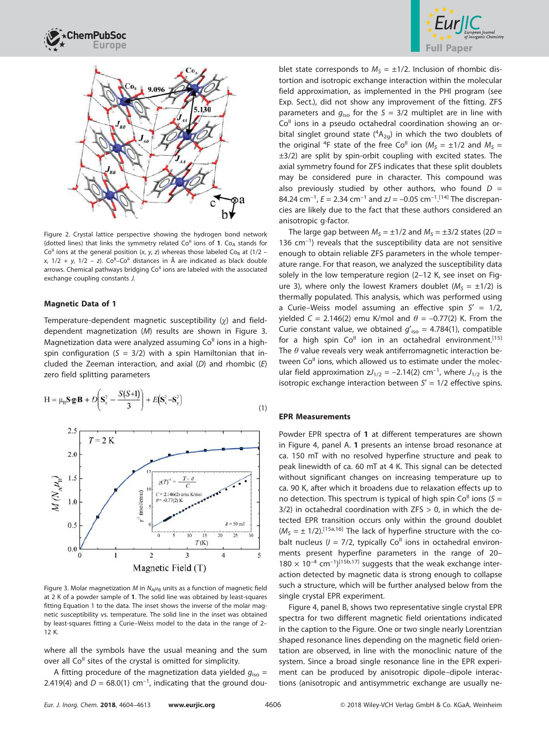Figure 2. Crystal lattice perspective showing the hydrogen bond network (dotted lines) that links the symmetry related $Co^{II}$ ions of **1**. $Co_A$ stands for $Co^{II}$ ions at the general position ($x$, $y$, $z$) whereas those labeled $Co_B$ at ($1/2 - x$, $1/2 + y$, $1/2 - z$). $Co^{II}$–$Co^{II}$ distances in Å are indicated as black double arrows. Chemical pathways bridging $Co^{II}$ ions are labeled with the associated exchange coupling constants $J$.

### Magnetic Data of 1

Temperature-dependent magnetic susceptibility ($\chi$) and field-dependent magnetization ($M$) results are shown in Figure 3. Magnetization data were analyzed assuming $Co^{II}$ ions in a high-spin configuration ($S = 3/2$) with a spin Hamiltonian that included the Zeeman interaction, and axial ($D$) and rhombic ($E$) zero field splitting parameters

$$\mathrm{H} = \mu_B \mathbf{S}\cdot\mathbf{g}\cdot\mathbf{B} + D\left(\mathbf{S}_z^2 - \frac{S(S+1)}{3}\right) + E\left(\mathbf{S}_x^2 - \mathbf{S}_y^2\right) \tag{1}$$

Figure 3. Molar magnetization $M$ in $N_A\mu_B$ units as a function of magnetic field at 2 K of a powder sample of **1**. The solid line was obtained by least-squares fitting Equation 1 to the data. The inset shows the inverse of the molar magnetic susceptibility vs. temperature. The solid line in the inset was obtained by least-squares fitting a Curie–Weiss model to the data in the range of 2–12 K.

where all the symbols have the usual meaning and the sum over all $Co^{II}$ sites of the crystal is omitted for simplicity.

A fitting procedure of the magnetization data yielded $g_{iso} = 2.419(4)$ and $D = 68.0(1)$ cm$^{-1}$, indicating that the ground doublet state corresponds to $M_S = \pm 1/2$. Inclusion of rhombic distortion and isotropic exchange interaction within the molecular field approximation, as implemented in the PHI program (see Exp. Sect.), did not show any improvement of the fitting. ZFS parameters and $g_{iso}$ for the $S = 3/2$ multiplet are in line with $Co^{II}$ ions in a pseudo octahedral coordination showing an orbital singlet ground state ($^4A_{2g}$) in which the two doublets of the original $^4F$ state of the free $Co^{II}$ ion ($M_S = \pm 1/2$ and $M_S = \pm 3/2$) are split by spin-orbit coupling with excited states. The axial symmetry found for ZFS indicates that these split doublets may be considered pure in character. This compound was also previously studied by other authors, who found $D = 84.24$ cm$^{-1}$, $E = 2.34$ cm$^{-1}$ and $zJ = -0.05$ cm$^{-1}$.[14] The discrepancies are likely due to the fact that these authors considered an anisotropic g-factor.

The large gap between $M_S = \pm 1/2$ and $M_S = \pm 3/2$ states ($2D = 136$ cm$^{-1}$) reveals that the susceptibility data are not sensitive enough to obtain reliable ZFS parameters in the whole temperature range. For that reason, we analyzed the susceptibility data solely in the low temperature region (2–12 K, see inset on Figure 3), where only the lowest Kramers doublet ($M_S = \pm 1/2$) is thermally populated. This analysis, which was performed using a Curie–Weiss model assuming an effective spin $S' = 1/2$, yielded $C = 2.146(2)$ emu K/mol and $\theta = -0.77(2)$ K. From the Curie constant value, we obtained $g'_{iso} = 4.784(1)$, compatible for a high spin $Co^{II}$ ion in an octahedral environment.[15] The $\theta$ value reveals very weak antiferromagnetic interaction between $Co^{II}$ ions, which allowed us to estimate under the molecular field approximation $zJ_{1/2} = -2.14(2)$ cm$^{-1}$, where $J_{1/2}$ is the isotropic exchange interaction between $S' = 1/2$ effective spins.

### EPR Measurements

Powder EPR spectra of **1** at different temperatures are shown in Figure 4, panel A. **1** presents an intense broad resonance at ca. 150 mT with no resolved hyperfine structure and peak to peak linewidth of ca. 60 mT at 4 K. This signal can be detected without significant changes on increasing temperature up to ca. 90 K, after which it broadens due to relaxation effects up to no detection. This spectrum is typical of high spin $Co^{II}$ ions ($S = 3/2$) in octahedral coordination with ZFS > 0, in which the detected EPR transition occurs only within the ground doublet ($M_S = \pm 1/2$).[15a,16] The lack of hyperfine structure with the cobalt nucleus ($I = 7/2$, typically $Co^{II}$ ions in octahedral environments present hyperfine parameters in the range of 20–180 $\times 10^{-4}$ cm$^{-1}$)[15b,17] suggests that the weak exchange interaction detected by magnetic data is strong enough to collapse such a structure, which will be further analysed below from the single crystal EPR experiment.

Figure 4, panel B, shows two representative single crystal EPR spectra for two different magnetic field orientations indicated in the caption to the Figure. One or two single nearly Lorentzian shaped resonance lines depending on the magnetic field orientation are observed, in line with the monoclinic nature of the system. Since a broad single resonance line in the EPR experiment can be produced by anisotropic dipole–dipole interactions (anisotropic and antisymmetric exchange are usually ne-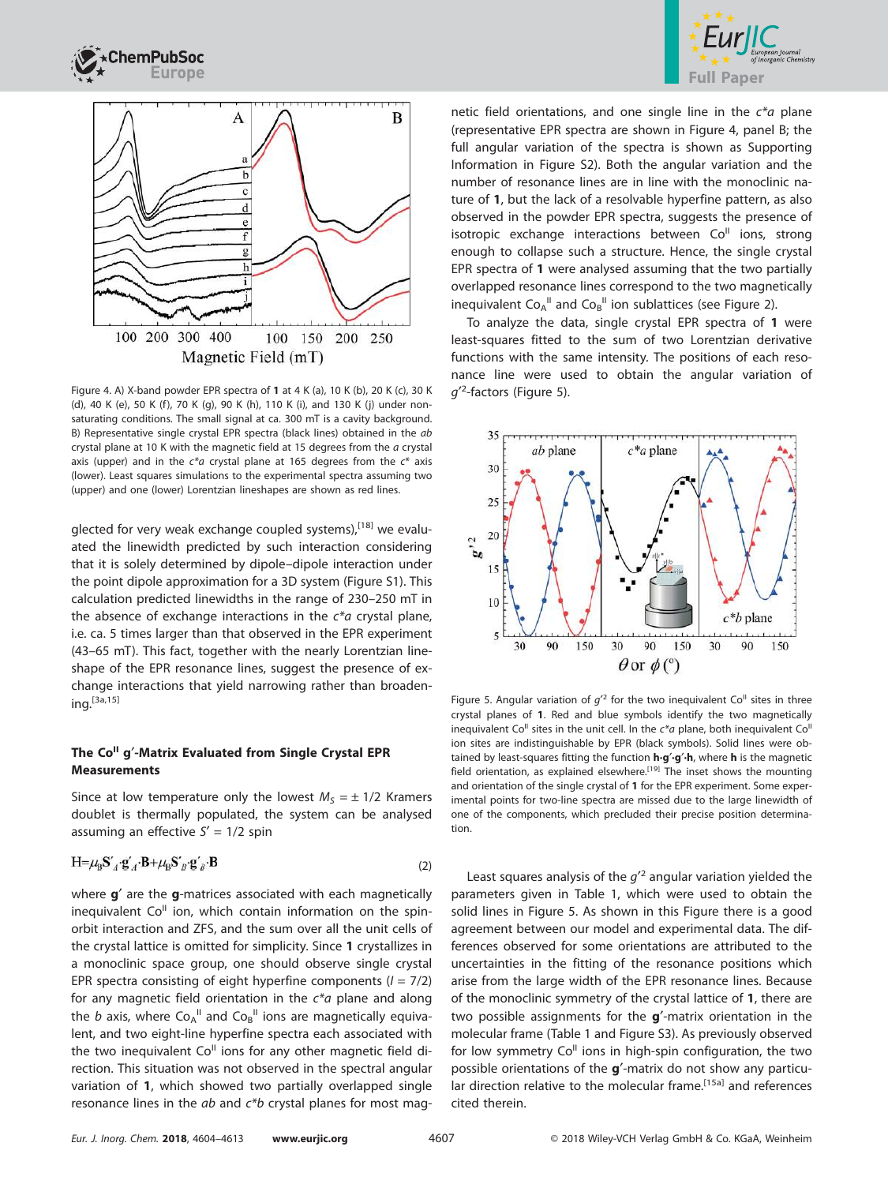Figure 4. A) X-band powder EPR spectra of **1** at 4 K (a), 10 K (b), 20 K (c), 30 K (d), 40 K (e), 50 K (f), 70 K (g), 90 K (h), 110 K (i), and 130 K (j) under non-saturating conditions. The small signal at ca. 300 mT is a cavity background. B) Representative single crystal EPR spectra (black lines) obtained in the *ab* crystal plane at 10 K with the magnetic field at 15 degrees from the *a* crystal axis (upper) and in the *c\*a* crystal plane at 165 degrees from the *c\** axis (lower). Least squares simulations to the experimental spectra assuming two (upper) and one (lower) Lorentzian lineshapes are shown as red lines.

glected for very weak exchange coupled systems),[18] we evaluated the linewidth predicted by such interaction considering that it is solely determined by dipole–dipole interaction under the point dipole approximation for a 3D system (Figure S1). This calculation predicted linewidths in the range of 230–250 mT in the absence of exchange interactions in the *c\*a* crystal plane, i.e. ca. 5 times larger than that observed in the EPR experiment (43–65 mT). This fact, together with the nearly Lorentzian lineshape of the EPR resonance lines, suggest the presence of exchange interactions that yield narrowing rather than broadening.[3a,15]

### The $Co^{II}$ g′-Matrix Evaluated from Single Crystal EPR Measurements

Since at low temperature only the lowest $M_S = \pm 1/2$ Kramers doublet is thermally populated, the system can be analysed assuming an effective $S' = 1/2$ spin

$$H = \mu_B \mathbf{S}'_A \cdot \mathbf{g}'_A \cdot \mathbf{B} + \mu_B \mathbf{S}'_B \cdot \mathbf{g}'_B \cdot \mathbf{B} \tag{2}$$

where **g**′ are the **g**-matrices associated with each magnetically inequivalent $Co^{II}$ ion, which contain information on the spin-orbit interaction and ZFS, and the sum over all the unit cells of the crystal lattice is omitted for simplicity. Since **1** crystallizes in a monoclinic space group, one should observe single crystal EPR spectra consisting of eight hyperfine components ($I = 7/2$) for any magnetic field orientation in the *c\*a* plane and along the *b* axis, where $Co_A^{II}$ and $Co_B^{II}$ ions are magnetically equivalent, and two eight-line hyperfine spectra each associated with the two inequivalent $Co^{II}$ ions for any other magnetic field direction. This situation was not observed in the spectral angular variation of **1**, which showed two partially overlapped single resonance lines in the *ab* and *c\*b* crystal planes for most magnetic field orientations, and one single line in the *c\*a* plane (representative EPR spectra are shown in Figure 4, panel B; the full angular variation of the spectra is shown as Supporting Information in Figure S2). Both the angular variation and the number of resonance lines are in line with the monoclinic nature of **1**, but the lack of a resolvable hyperfine pattern, as also observed in the powder EPR spectra, suggests the presence of isotropic exchange interactions between $Co^{II}$ ions, strong enough to collapse such a structure. Hence, the single crystal EPR spectra of **1** were analysed assuming that the two partially overlapped resonance lines correspond to the two magnetically inequivalent $Co_A^{II}$ and $Co_B^{II}$ ion sublattices (see Figure 2).

To analyze the data, single crystal EPR spectra of **1** were least-squares fitted to the sum of two Lorentzian derivative functions with the same intensity. The positions of each resonance line were used to obtain the angular variation of $g'^2$-factors (Figure 5).

Figure 5. Angular variation of $g'^2$ for the two inequivalent $Co^{II}$ sites in three crystal planes of **1**. Red and blue symbols identify the two magnetically inequivalent $Co^{II}$ sites in the unit cell. In the *c\*a* plane, both inequivalent $Co^{II}$ ion sites are indistinguishable by EPR (black symbols). Solid lines were obtained by least-squares fitting the function **h**·**g**′·**g**′·**h**, where **h** is the magnetic field orientation, as explained elsewhere.[19] The inset shows the mounting and orientation of the single crystal of **1** for the EPR experiment. Some experimental points for two-line spectra are missed due to the large linewidth of one of the components, which precluded their precise position determination.

Least squares analysis of the $g'^2$ angular variation yielded the parameters given in Table 1, which were used to obtain the solid lines in Figure 5. As shown in this Figure there is a good agreement between our model and experimental data. The differences observed for some orientations are attributed to the uncertainties in the fitting of the resonance positions which arise from the large width of the EPR resonance lines. Because of the monoclinic symmetry of the crystal lattice of **1**, there are two possible assignments for the **g**′-matrix orientation in the molecular frame (Table 1 and Figure S3). As previously observed for low symmetry $Co^{II}$ ions in high-spin configuration, the two possible orientations of the **g**′-matrix do not show any particular direction relative to the molecular frame.[15a] and references cited therein.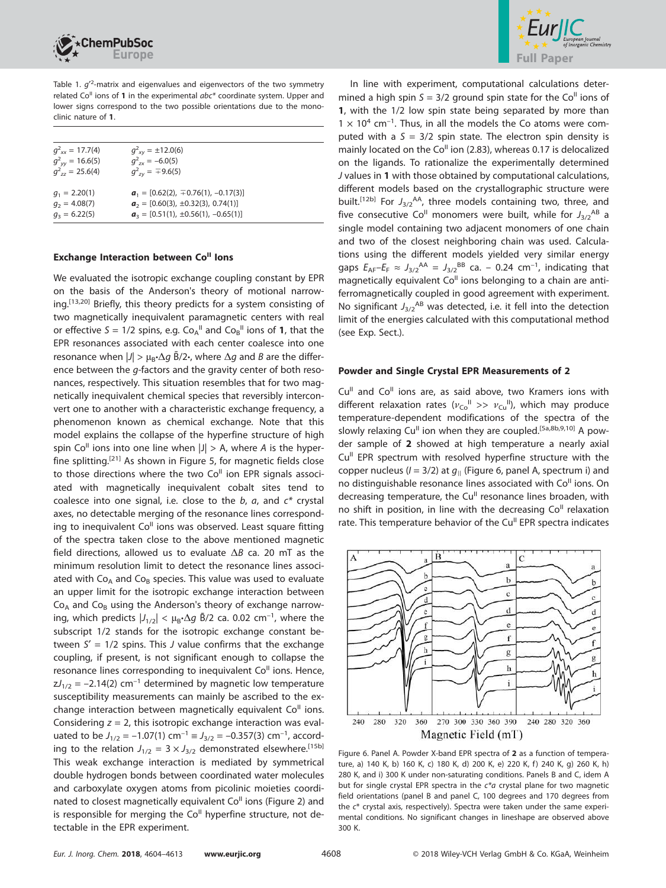Table 1. $g'^2$-matrix and eigenvalues and eigenvectors of the two symmetry related $Co^{II}$ ions of **1** in the experimental $abc^*$ coordinate system. Upper and lower signs correspond to the two possible orientations due to the monoclinic nature of **1**.

| | |
|---|---|
| $g^2_{xx} = 17.7(4)$ | $g^2_{xy} = \pm 12.0(6)$ |
| $g^2_{yy} = 16.6(5)$ | $g^2_{zx} = -6.0(5)$ |
| $g^2_{zz} = 25.6(4)$ | $g^2_{zy} = \mp 9.6(5)$ |
| $g_1 = 2.20(1)$ | $\boldsymbol{a}_1 = [0.62(2), \mp 0.76(1), -0.17(3)]$ |
| $g_2 = 4.08(7)$ | $\boldsymbol{a}_2 = [0.60(3), \pm 0.32(3), 0.74(1)]$ |
| $g_3 = 6.22(5)$ | $\boldsymbol{a}_3 = [0.51(1), \pm 0.56(1), -0.65(1)]$ |

### Exchange Interaction between $Co^{II}$ Ions

We evaluated the isotropic exchange coupling constant by EPR on the basis of the Anderson's theory of motional narrowing.[13,20] Briefly, this theory predicts for a system consisting of two magnetically inequivalent paramagnetic centers with real or effective $S = 1/2$ spins, e.g. $Co_A^{II}$ and $Co_B^{II}$ ions of **1**, that the EPR resonances associated with each center coalesce into one resonance when $|J| > \mu_B \cdot \Delta g\ \bar{B}/2\cdot$, where $\Delta g$ and $B$ are the difference between the $g$-factors and the gravity center of both resonances, respectively. This situation resembles that for two magnetically inequivalent chemical species that reversibly interconvert one to another with a characteristic exchange frequency, a phenomenon known as chemical exchange. Note that this model explains the collapse of the hyperfine structure of high spin $Co^{II}$ ions into one line when $|J| > A$, where $A$ is the hyperfine splitting.[21] As shown in Figure 5, for magnetic fields close to those directions where the two $Co^{II}$ ion EPR signals associated with magnetically inequivalent cobalt sites tend to coalesce into one signal, i.e. close to the $b$, $a$, and $c^*$ crystal axes, no detectable merging of the resonance lines corresponding to inequivalent $Co^{II}$ ions was observed. Least square fitting of the spectra taken close to the above mentioned magnetic field directions, allowed us to evaluate $\Delta B$ ca. 20 mT as the minimum resolution limit to detect the resonance lines associated with $Co_A$ and $Co_B$ species. This value was used to evaluate an upper limit for the isotropic exchange interaction between $Co_A$ and $Co_B$ using the Anderson's theory of exchange narrowing, which predicts $|J_{1/2}| < \mu_B \cdot \Delta g\ \bar{B}/2$ ca. 0.02 $cm^{-1}$, where the subscript 1/2 stands for the isotropic exchange constant between $S' = 1/2$ spins. This $J$ value confirms that the exchange coupling, if present, is not significant enough to collapse the resonance lines corresponding to inequivalent $Co^{II}$ ions. Hence, $zJ_{1/2} = -2.14(2)$ $cm^{-1}$ determined by magnetic low temperature susceptibility measurements can mainly be ascribed to the exchange interaction between magnetically equivalent $Co^{II}$ ions. Considering $z = 2$, this isotropic exchange interaction was evaluated to be $J_{1/2} = -1.07(1)$ $cm^{-1} \equiv J_{3/2} = -0.357(3)$ $cm^{-1}$, according to the relation $J_{1/2} = 3 \times J_{3/2}$ demonstrated elsewhere.[15b] This weak exchange interaction is mediated by symmetrical double hydrogen bonds between coordinated water molecules and carboxylate oxygen atoms from picolinic moieties coordinated to closest magnetically equivalent $Co^{II}$ ions (Figure 2) and is responsible for merging the $Co^{II}$ hyperfine structure, not detectable in the EPR experiment.

In line with experiment, computational calculations determined a high spin $S = 3/2$ ground spin state for the $Co^{II}$ ions of **1**, with the 1/2 low spin state being separated by more than $1 \times 10^4$ $cm^{-1}$. Thus, in all the models the Co atoms were computed with a $S = 3/2$ spin state. The electron spin density is mainly located on the $Co^{II}$ ion (2.83), whereas 0.17 is delocalized on the ligands. To rationalize the experimentally determined $J$ values in **1** with those obtained by computational calculations, different models based on the crystallographic structure were built.[12b] For $J_{3/2}^{AA}$, three models containing two, three, and five consecutive $Co^{II}$ monomers were built, while for $J_{3/2}^{AB}$ a single model containing two adjacent monomers of one chain and two of the closest neighboring chain was used. Calculations using the different models yielded very similar energy gaps $E_{AF}-E_F \approx J_{3/2}^{AA} = J_{3/2}^{BB}$ ca. $-$ 0.24 $cm^{-1}$, indicating that magnetically equivalent $Co^{II}$ ions belonging to a chain are antiferromagnetically coupled in good agreement with experiment. No significant $J_{3/2}^{AB}$ was detected, i.e. it fell into the detection limit of the energies calculated with this computational method (see Exp. Sect.).

### Powder and Single Crystal EPR Measurements of 2

$Cu^{II}$ and $Co^{II}$ ions are, as said above, two Kramers ions with different relaxation rates ($\nu_{Co}^{II} >> \nu_{Cu}^{II}$), which may produce temperature-dependent modifications of the spectra of the slowly relaxing $Cu^{II}$ ion when they are coupled.[5a,8b,9,10] A powder sample of **2** showed at high temperature a nearly axial $Cu^{II}$ EPR spectrum with resolved hyperfine structure with the copper nucleus ($I = 3/2$) at $g_{||}$ (Figure 6, panel A, spectrum i) and no distinguishable resonance lines associated with $Co^{II}$ ions. On decreasing temperature, the $Cu^{II}$ resonance lines broaden, with no shift in position, in line with the decreasing $Co^{II}$ relaxation rate. This temperature behavior of the $Cu^{II}$ EPR spectra indicates

Figure 6. Panel A. Powder X-band EPR spectra of **2** as a function of temperature, a) 140 K, b) 160 K, c) 180 K, d) 200 K, e) 220 K, f) 240 K, g) 260 K, h) 280 K, and i) 300 K under non-saturating conditions. Panels B and C, idem A but for single crystal EPR spectra in the $c^*a$ crystal plane for two magnetic field orientations (panel B and panel C, 100 degrees and 170 degrees from the $c^*$ crystal axis, respectively). Spectra were taken under the same experimental conditions. No significant changes in lineshape are observed above 300 K.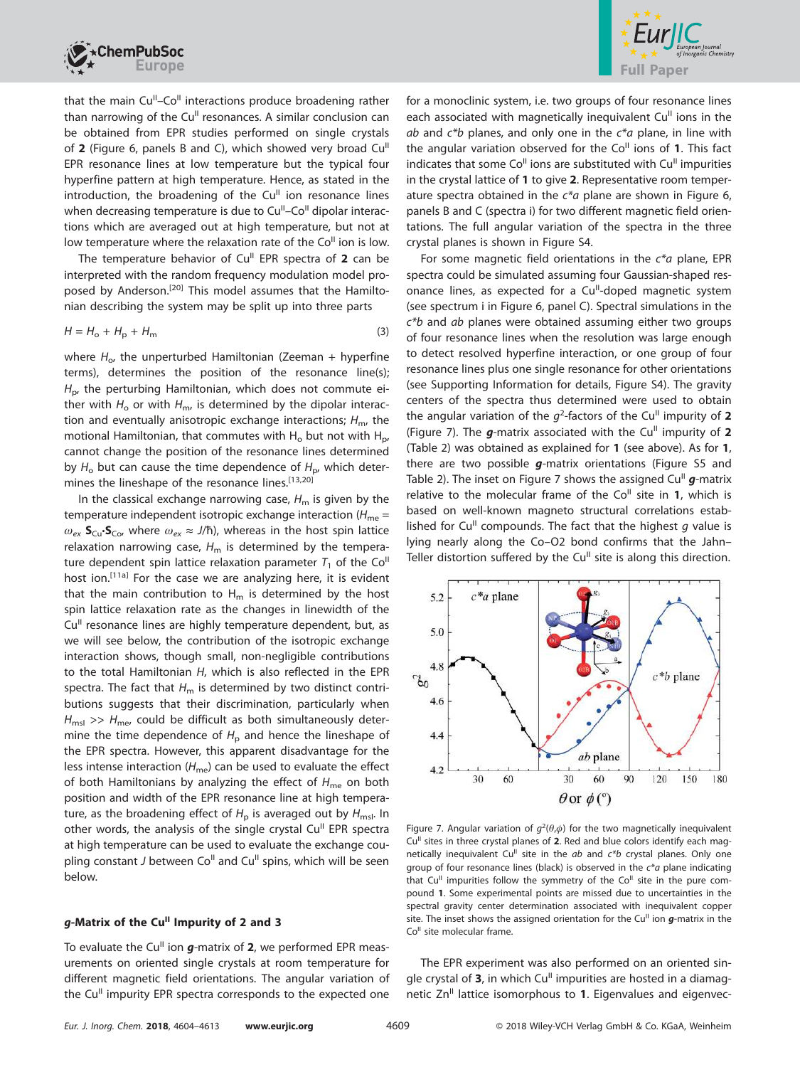that the main $Cu^{II}$–$Co^{II}$ interactions produce broadening rather than narrowing of the $Cu^{II}$ resonances. A similar conclusion can be obtained from EPR studies performed on single crystals of **2** (Figure 6, panels B and C), which showed very broad $Cu^{II}$ EPR resonance lines at low temperature but the typical four hyperfine pattern at high temperature. Hence, as stated in the introduction, the broadening of the $Cu^{II}$ ion resonance lines when decreasing temperature is due to $Cu^{II}$–$Co^{II}$ dipolar interactions which are averaged out at high temperature, but not at low temperature where the relaxation rate of the $Co^{II}$ ion is low.

The temperature behavior of $Cu^{II}$ EPR spectra of **2** can be interpreted with the random frequency modulation model proposed by Anderson.[20] This model assumes that the Hamiltonian describing the system may be split up into three parts

$$H = H_o + H_p + H_m \tag{3}$$

where $H_o$, the unperturbed Hamiltonian (Zeeman + hyperfine terms), determines the position of the resonance line(s); $H_p$, the perturbing Hamiltonian, which does not commute either with $H_o$ or with $H_m$, is determined by the dipolar interaction and eventually anisotropic exchange interactions; $H_m$, the motional Hamiltonian, that commutes with $H_o$ but not with $H_p$, cannot change the position of the resonance lines determined by $H_o$ but can cause the time dependence of $H_p$, which determines the lineshape of the resonance lines.[13,20]

In the classical exchange narrowing case, $H_m$ is given by the temperature independent isotropic exchange interaction ($H_{me} = \omega_{ex}\, \mathbf{S}_{Cu}\cdot\mathbf{S}_{Co}$, where $\omega_{ex} \approx J/\hbar$), whereas in the host spin lattice relaxation narrowing case, $H_m$ is determined by the temperature dependent spin lattice relaxation parameter $T_1$ of the $Co^{II}$ host ion.[11a] For the case we are analyzing here, it is evident that the main contribution to $H_m$ is determined by the host spin lattice relaxation rate as the changes in linewidth of the $Cu^{II}$ resonance lines are highly temperature dependent, but, as we will see below, the contribution of the isotropic exchange interaction shows, though small, non-negligible contributions to the total Hamiltonian $H$, which is also reflected in the EPR spectra. The fact that $H_m$ is determined by two distinct contributions suggests that their discrimination, particularly when $H_{msl} >> H_{me}$, could be difficult as both simultaneously determine the time dependence of $H_p$ and hence the lineshape of the EPR spectra. However, this apparent disadvantage for the less intense interaction ($H_{me}$) can be used to evaluate the effect of both Hamiltonians by analyzing the effect of $H_{me}$ on both position and width of the EPR resonance line at high temperature, as the broadening effect of $H_p$ is averaged out by $H_{msl}$. In other words, the analysis of the single crystal $Cu^{II}$ EPR spectra at high temperature can be used to evaluate the exchange coupling constant $J$ between $Co^{II}$ and $Cu^{II}$ spins, which will be seen below.

### *g*-Matrix of the $Cu^{II}$ Impurity of 2 and 3

To evaluate the $Cu^{II}$ ion ***g***-matrix of **2**, we performed EPR measurements on oriented single crystals at room temperature for different magnetic field orientations. The angular variation of the $Cu^{II}$ impurity EPR spectra corresponds to the expected one for a monoclinic system, i.e. two groups of four resonance lines each associated with magnetically inequivalent $Cu^{II}$ ions in the *ab* and *c\*b* planes, and only one in the *c\*a* plane, in line with the angular variation observed for the $Co^{II}$ ions of **1**. This fact indicates that some $Co^{II}$ ions are substituted with $Cu^{II}$ impurities in the crystal lattice of **1** to give **2**. Representative room temperature spectra obtained in the *c\*a* plane are shown in Figure 6, panels B and C (spectra i) for two different magnetic field orientations. The full angular variation of the spectra in the three crystal planes is shown in Figure S4.

For some magnetic field orientations in the *c\*a* plane, EPR spectra could be simulated assuming four Gaussian-shaped resonance lines, as expected for a $Cu^{II}$-doped magnetic system (see spectrum i in Figure 6, panel C). Spectral simulations in the *c\*b* and *ab* planes were obtained assuming either two groups of four resonance lines when the resolution was large enough to detect resolved hyperfine interaction, or one group of four resonance lines plus one single resonance for other orientations (see Supporting Information for details, Figure S4). The gravity centers of the spectra thus determined were used to obtain the angular variation of the $g^2$-factors of the $Cu^{II}$ impurity of **2** (Figure 7). The ***g***-matrix associated with the $Cu^{II}$ impurity of **2** (Table 2) was obtained as explained for **1** (see above). As for **1**, there are two possible ***g***-matrix orientations (Figure S5 and Table 2). The inset on Figure 7 shows the assigned $Cu^{II}$ ***g***-matrix relative to the molecular frame of the $Co^{II}$ site in **1**, which is based on well-known magneto structural correlations established for $Cu^{II}$ compounds. The fact that the highest $g$ value is lying nearly along the Co–O2 bond confirms that the Jahn–Teller distortion suffered by the $Cu^{II}$ site is along this direction.

Figure 7. Angular variation of $g^2(\theta,\phi)$ for the two magnetically inequivalent $Cu^{II}$ sites in three crystal planes of **2**. Red and blue colors identify each magnetically inequivalent $Cu^{II}$ site in the *ab* and *c\*b* crystal planes. Only one group of four resonance lines (black) is observed in the *c\*a* plane indicating that $Cu^{II}$ impurities follow the symmetry of the $Co^{II}$ site in the pure compound **1**. Some experimental points are missed due to uncertainties in the spectral gravity center determination associated with inequivalent copper site. The inset shows the assigned orientation for the $Cu^{II}$ ion ***g***-matrix in the $Co^{II}$ site molecular frame.

The EPR experiment was also performed on an oriented single crystal of **3**, in which $Cu^{II}$ impurities are hosted in a diamagnetic $Zn^{II}$ lattice isomorphous to **1**. Eigenvalues and eigenvec-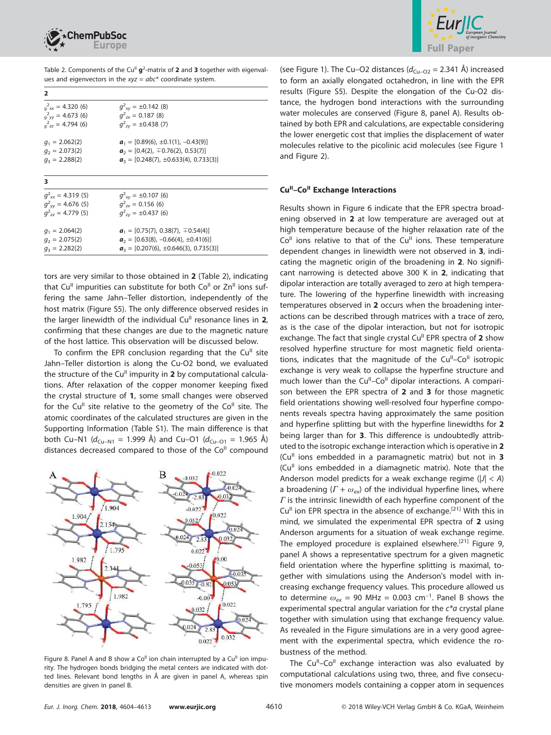Table 2. Components of the $Cu^{II}$ $\mathbf{g}^2$-matrix of **2** and **3** together with eigenvalues and eigenvectors in the $xyz = abc^*$ coordinate system.

| | |
|---|---|
| **2** | |
| $g^2_{xx}$ = 4.320 (6) | $g^2_{xy}$ = ±0.142 (8) |
| $g^2_{yy}$ = 4.673 (6) | $g^2_{zx}$ = 0.187 (8) |
| $g^2_{zz}$ = 4.794 (6) | $g^2_{zy}$ = ±0.438 (7) |
| $g_1$ = 2.062(2) | $\mathbf{a}_1$ = [0.89(6), ±0.1(1), −0.43(9)] |
| $g_2$ = 2.073(2) | $\mathbf{a}_2$ = [0.4(2), ∓0.76(2), 0.53(7)] |
| $g_3$ = 2.288(2) | $\mathbf{a}_3$ = [0.248(7), ±0.633(4), 0.733(3)] |
| **3** | |
| $g^2_{xx}$ = 4.319 (5) | $g^2_{xy}$ = ±0.107 (6) |
| $g^2_{yy}$ = 4.676 (5) | $g^2_{zx}$ = 0.156 (6) |
| $g^2_{zz}$ = 4.779 (5) | $g^2_{zy}$ = ±0.437 (6) |
| $g_1$ = 2.064(2) | $\mathbf{a}_1$ = [0.75(7), 0.38(7), ∓0.54(4)] |
| $g_2$ = 2.075(2) | $\mathbf{a}_2$ = [0.63(8), −0.66(4), ±0.41(6)] |
| $g_3$ = 2.282(2) | $\mathbf{a}_3$ = [0.207(6), ±0.646(3), 0.735(3)] |

tors are very similar to those obtained in **2** (Table 2), indicating that $Cu^{II}$ impurities can substitute for both $Co^{II}$ or $Zn^{II}$ ions suffering the same Jahn–Teller distortion, independently of the host matrix (Figure S5). The only difference observed resides in the larger linewidth of the individual $Cu^{II}$ resonance lines in **2**, confirming that these changes are due to the magnetic nature of the host lattice. This observation will be discussed below.

To confirm the EPR conclusion regarding that the $Cu^{II}$ site Jahn–Teller distortion is along the Cu-O2 bond, we evaluated the structure of the $Cu^{II}$ impurity in **2** by computational calculations. After relaxation of the copper monomer keeping fixed the crystal structure of **1**, some small changes were observed for the $Cu^{II}$ site relative to the geometry of the $Co^{II}$ site. The atomic coordinates of the calculated structures are given in the Supporting Information (Table S1). The main difference is that both Cu–N1 ($d_{Cu–N1}$ = 1.999 Å) and Cu–O1 ($d_{Cu–O1}$ = 1.965 Å) distances decreased compared to those of the $Co^{II}$ compound

Figure 8. Panel A and B show a $Co^{II}$ ion chain interrupted by a $Cu^{II}$ ion impurity. The hydrogen bonds bridging the metal centers are indicated with dotted lines. Relevant bond lengths in Å are given in panel A, whereas spin densities are given in panel B.

(see Figure 1). The Cu–O2 distances ($d_{Cu–O2}$ = 2.341 Å) increased to form an axially elongated octahedron, in line with the EPR results (Figure S5). Despite the elongation of the Cu-O2 distance, the hydrogen bond interactions with the surrounding water molecules are conserved (Figure 8, panel A). Results obtained by both EPR and calculations, are expectable considering the lower energetic cost that implies the displacement of water molecules relative to the picolinic acid molecules (see Figure 1 and Figure 2).

### $Cu^{II}$–$Co^{II}$ Exchange Interactions

Results shown in Figure 6 indicate that the EPR spectra broadening observed in **2** at low temperature are averaged out at high temperature because of the higher relaxation rate of the $Co^{II}$ ions relative to that of the $Cu^{II}$ ions. These temperature dependent changes in linewidth were not observed in **3**, indicating the magnetic origin of the broadening in **2**. No significant narrowing is detected above 300 K in **2**, indicating that dipolar interaction are totally averaged to zero at high temperature. The lowering of the hyperfine linewidth with increasing temperatures observed in **2** occurs when the broadening interactions can be described through matrices with a trace of zero, as is the case of the dipolar interaction, but not for isotropic exchange. The fact that single crystal $Cu^{II}$ EPR spectra of **2** show resolved hyperfine structure for most magnetic field orientations, indicates that the magnitude of the $Cu^{II}$–$Co^{II}$ isotropic exchange is very weak to collapse the hyperfine structure and much lower than the $Cu^{II}$–$Co^{II}$ dipolar interactions. A comparison between the EPR spectra of **2** and **3** for those magnetic field orientations showing well-resolved four hyperfine components reveals spectra having approximately the same position and hyperfine splitting but with the hyperfine linewidths for **2** being larger than for **3**. This difference is undoubtedly attributed to the isotropic exchange interaction which is operative in **2** ($Cu^{II}$ ions embedded in a paramagnetic matrix) but not in **3** ($Cu^{II}$ ions embedded in a diamagnetic matrix). Note that the Anderson model predicts for a weak exchange regime ($|J| < A$) a broadening ($\Gamma + \omega_{ex}$) of the individual hyperfine lines, where $\Gamma$ is the intrinsic linewidth of each hyperfine component of the $Cu^{II}$ ion EPR spectra in the absence of exchange.[21] With this in mind, we simulated the experimental EPR spectra of **2** using Anderson arguments for a situation of weak exchange regime. The employed procedure is explained elsewhere.[21] Figure 9, panel A shows a representative spectrum for a given magnetic field orientation where the hyperfine splitting is maximal, together with simulations using the Anderson's model with increasing exchange frequency values. This procedure allowed us to determine $\omega_{ex}$ = 90 MHz = 0.003 $cm^{-1}$. Panel B shows the experimental spectral angular variation for the $c^*a$ crystal plane together with simulation using that exchange frequency value. As revealed in the Figure simulations are in a very good agreement with the experimental spectra, which evidence the robustness of the method.

The $Cu^{II}$–$Co^{II}$ exchange interaction was also evaluated by computational calculations using two, three, and five consecutive monomers models containing a copper atom in sequences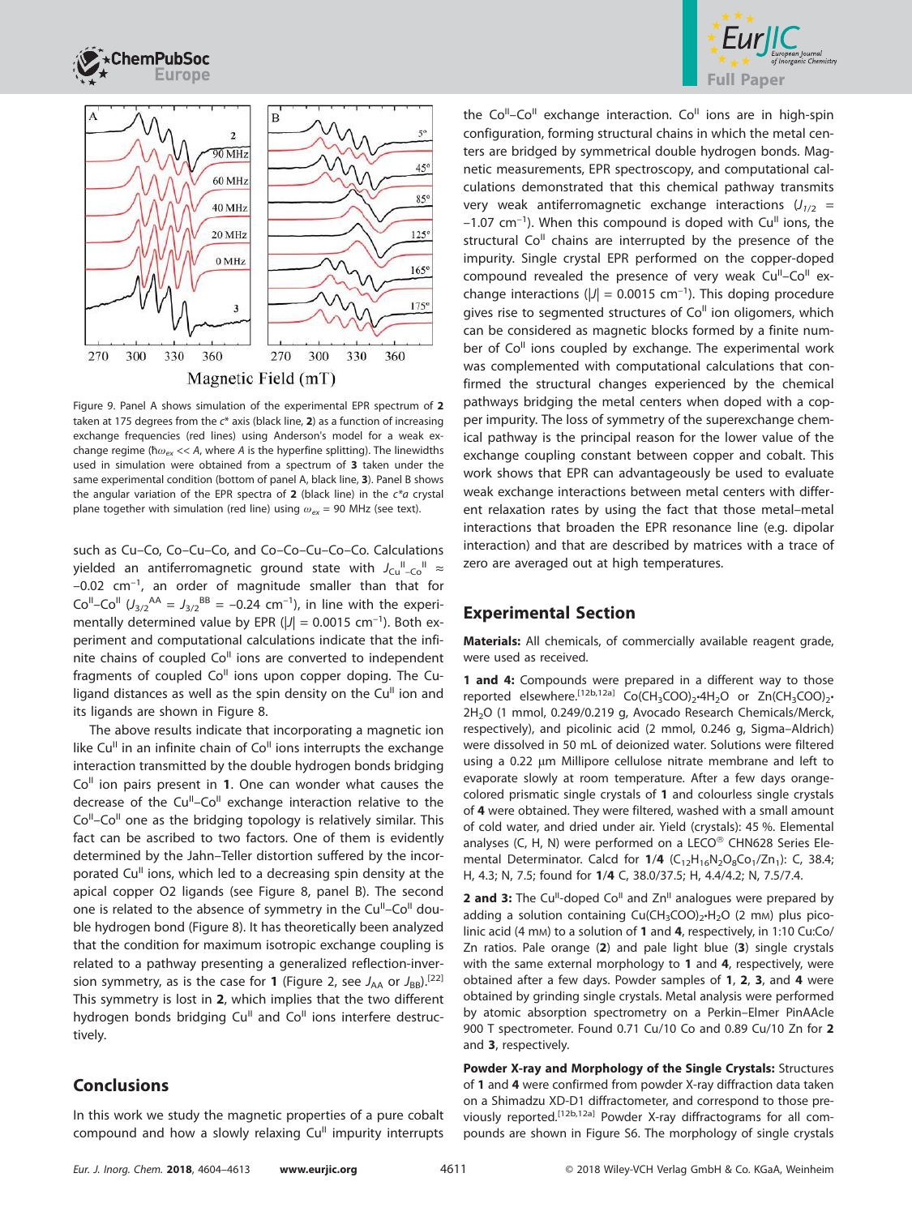Figure 9. Panel A shows simulation of the experimental EPR spectrum of **2** taken at 175 degrees from the $c^*$ axis (black line, **2**) as a function of increasing exchange frequencies (red lines) using Anderson's model for a weak exchange regime ($\hbar\omega_{ex} << A$, where $A$ is the hyperfine splitting). The linewidths used in simulation were obtained from a spectrum of **3** taken under the same experimental condition (bottom of panel A, black line, **3**). Panel B shows the angular variation of the EPR spectra of **2** (black line) in the $c^*a$ crystal plane together with simulation (red line) using $\omega_{ex}$ = 90 MHz (see text).

such as Cu–Co, Co–Cu–Co, and Co–Co–Cu–Co–Co. Calculations yielded an antiferromagnetic ground state with $J_{Cu^{II}-Co^{II}} \approx -0.02$ cm$^{-1}$, an order of magnitude smaller than that for $Co^{II}$–$Co^{II}$ ($J_{3/2}^{AA} = J_{3/2}^{BB} = -0.24$ cm$^{-1}$), in line with the experimentally determined value by EPR ($|J|$ = 0.0015 cm$^{-1}$). Both experiment and computational calculations indicate that the infinite chains of coupled $Co^{II}$ ions are converted to independent fragments of coupled $Co^{II}$ ions upon copper doping. The Cu-ligand distances as well as the spin density on the $Cu^{II}$ ion and its ligands are shown in Figure 8.

The above results indicate that incorporating a magnetic ion like $Cu^{II}$ in an infinite chain of $Co^{II}$ ions interrupts the exchange interaction transmitted by the double hydrogen bonds bridging $Co^{II}$ ion pairs present in **1**. One can wonder what causes the decrease of the $Cu^{II}$–$Co^{II}$ exchange interaction relative to the $Co^{II}$–$Co^{II}$ one as the bridging topology is relatively similar. This fact can be ascribed to two factors. One of them is evidently determined by the Jahn–Teller distortion suffered by the incorporated $Cu^{II}$ ions, which led to a decreasing spin density at the apical copper O2 ligands (see Figure 8, panel B). The second one is related to the absence of symmetry in the $Cu^{II}$–$Co^{II}$ double hydrogen bond (Figure 8). It has theoretically been analyzed that the condition for maximum isotropic exchange coupling is related to a pathway presenting a generalized reflection-inversion symmetry, as is the case for **1** (Figure 2, see $J_{AA}$ or $J_{BB}$).[22] This symmetry is lost in **2**, which implies that the two different hydrogen bonds bridging $Cu^{II}$ and $Co^{II}$ ions interfere destructively.

## Conclusions

In this work we study the magnetic properties of a pure cobalt compound and how a slowly relaxing $Cu^{II}$ impurity interrupts the $Co^{II}$–$Co^{II}$ exchange interaction. $Co^{II}$ ions are in high-spin configuration, forming structural chains in which the metal centers are bridged by symmetrical double hydrogen bonds. Magnetic measurements, EPR spectroscopy, and computational calculations demonstrated that this chemical pathway transmits very weak antiferromagnetic exchange interactions ($J_{1/2}$ = –1.07 cm$^{-1}$). When this compound is doped with $Cu^{II}$ ions, the structural $Co^{II}$ chains are interrupted by the presence of the impurity. Single crystal EPR performed on the copper-doped compound revealed the presence of very weak $Cu^{II}$–$Co^{II}$ exchange interactions ($|J|$ = 0.0015 cm$^{-1}$). This doping procedure gives rise to segmented structures of $Co^{II}$ ion oligomers, which can be considered as magnetic blocks formed by a finite number of $Co^{II}$ ions coupled by exchange. The experimental work was complemented with computational calculations that confirmed the structural changes experienced by the chemical pathways bridging the metal centers when doped with a copper impurity. The loss of symmetry of the superexchange chemical pathway is the principal reason for the lower value of the exchange coupling constant between copper and cobalt. This work shows that EPR can advantageously be used to evaluate weak exchange interactions between metal centers with different relaxation rates by using the fact that those metal–metal interactions that broaden the EPR resonance line (e.g. dipolar interaction) and that are described by matrices with a trace of zero are averaged out at high temperatures.

## Experimental Section

**Materials:** All chemicals, of commercially available reagent grade, were used as received.

**1 and 4:** Compounds were prepared in a different way to those reported elsewhere.[12b,12a] $Co(CH_3COO)_2$·$4H_2O$ or $Zn(CH_3COO)_2$·$2H_2O$ (1 mmol, 0.249/0.219 g, Avocado Research Chemicals/Merck, respectively), and picolinic acid (2 mmol, 0.246 g, Sigma–Aldrich) were dissolved in 50 mL of deionized water. Solutions were filtered using a 0.22 µm Millipore cellulose nitrate membrane and left to evaporate slowly at room temperature. After a few days orange-colored prismatic single crystals of **1** and colourless single crystals of **4** were obtained. They were filtered, washed with a small amount of cold water, and dried under air. Yield (crystals): 45 %. Elemental analyses (C, H, N) were performed on a LECO® CHN628 Series Elemental Determinator. Calcd for **1**/**4** ($C_{12}H_{16}N_2O_8Co_1/Zn_1$): C, 38.4; H, 4.3; N, 7.5; found for **1**/**4** C, 38.0/37.5; H, 4.4/4.2; N, 7.5/7.4.

**2 and 3:** The $Cu^{II}$-doped $Co^{II}$ and $Zn^{II}$ analogues were prepared by adding a solution containing $Cu(CH_3COO)_2$·$H_2O$ (2 mM) plus picolinic acid (4 mM) to a solution of **1** and **4**, respectively, in 1:10 Cu:Co/Zn ratios. Pale orange (**2**) and pale light blue (**3**) single crystals with the same external morphology to **1** and **4**, respectively, were obtained after a few days. Powder samples of **1**, **2**, **3**, and **4** were obtained by grinding single crystals. Metal analysis were performed by atomic absorption spectrometry on a Perkin–Elmer PinAAcle 900 T spectrometer. Found 0.71 Cu/10 Co and 0.89 Cu/10 Zn for **2** and **3**, respectively.

**Powder X-ray and Morphology of the Single Crystals:** Structures of **1** and **4** were confirmed from powder X-ray diffraction data taken on a Shimadzu XD-D1 diffractometer, and correspond to those previously reported.[12b,12a] Powder X-ray diffractograms for all compounds are shown in Figure S6. The morphology of single crystals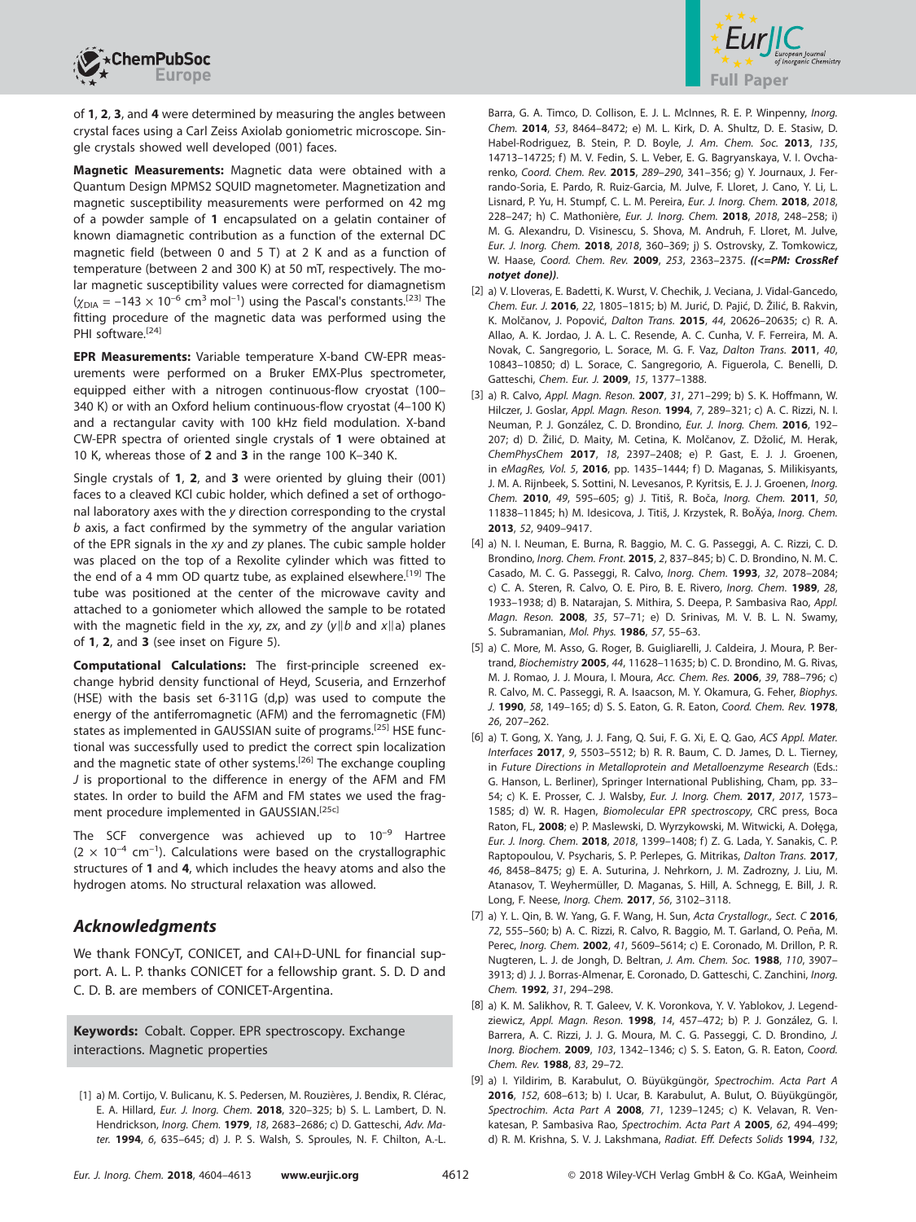of **1**, **2**, **3**, and **4** were determined by measuring the angles between crystal faces using a Carl Zeiss Axiolab goniometric microscope. Single crystals showed well developed (001) faces.

**Magnetic Measurements:** Magnetic data were obtained with a Quantum Design MPMS2 SQUID magnetometer. Magnetization and magnetic susceptibility measurements were performed on 42 mg of a powder sample of **1** encapsulated on a gelatin container of known diamagnetic contribution as a function of the external DC magnetic field (between 0 and 5 T) at 2 K and as a function of temperature (between 2 and 300 K) at 50 mT, respectively. The molar magnetic susceptibility values were corrected for diamagnetism ($\chi_{DIA}$ = $-143 \times 10^{-6}$ cm³ mol⁻¹) using the Pascal's constants.[23] The fitting procedure of the magnetic data was performed using the PHI software.[24]

**EPR Measurements:** Variable temperature X-band CW-EPR measurements were performed on a Bruker EMX-Plus spectrometer, equipped either with a nitrogen continuous-flow cryostat (100–340 K) or with an Oxford helium continuous-flow cryostat (4–100 K) and a rectangular cavity with 100 kHz field modulation. X-band CW-EPR spectra of oriented single crystals of **1** were obtained at 10 K, whereas those of **2** and **3** in the range 100 K–340 K.

Single crystals of **1**, **2**, and **3** were oriented by gluing their (001) faces to a cleaved KCl cubic holder, which defined a set of orthogonal laboratory axes with the *y* direction corresponding to the crystal *b* axis, a fact confirmed by the symmetry of the angular variation of the EPR signals in the *xy* and *zy* planes. The cubic sample holder was placed on the top of a Rexolite cylinder which was fitted to the end of a 4 mm OD quartz tube, as explained elsewhere.[19] The tube was positioned at the center of the microwave cavity and attached to a goniometer which allowed the sample to be rotated with the magnetic field in the *xy*, *zx*, and *zy* (*y*‖*b* and *x*‖a) planes of **1**, **2**, and **3** (see inset on Figure 5).

**Computational Calculations:** The first-principle screened exchange hybrid density functional of Heyd, Scuseria, and Ernzerhof (HSE) with the basis set 6-311G (d,p) was used to compute the energy of the antiferromagnetic (AFM) and the ferromagnetic (FM) states as implemented in GAUSSIAN suite of programs.[25] HSE functional was successfully used to predict the correct spin localization and the magnetic state of other systems.[26] The exchange coupling *J* is proportional to the difference in energy of the AFM and FM states. In order to build the AFM and FM states we used the fragment procedure implemented in GAUSSIAN.[25c]

The SCF convergence was achieved up to $10^{-9}$ Hartree ($2 \times 10^{-4}$ cm⁻¹). Calculations were based on the crystallographic structures of **1** and **4**, which includes the heavy atoms and also the hydrogen atoms. No structural relaxation was allowed.

## Acknowledgments

We thank FONCyT, CONICET, and CAI+D-UNL for financial support. A. L. P. thanks CONICET for a fellowship grant. S. D. D and C. D. B. are members of CONICET-Argentina.

**Keywords:** Cobalt. Copper. EPR spectroscopy. Exchange interactions. Magnetic properties

[1] a) M. Cortijo, V. Bulicanu, K. S. Pedersen, M. Rouzières, J. Bendix, R. Clérac, E. A. Hillard, *Eur. J. Inorg. Chem.* **2018**, 320–325; b) S. L. Lambert, D. N. Hendrickson, *Inorg. Chem.* **1979**, *18*, 2683–2686; c) D. Gatteschi, *Adv. Mater.* **1994**, *6*, 635–645; d) J. P. S. Walsh, S. Sproules, N. F. Chilton, A.-L. Barra, G. A. Timco, D. Collison, E. J. L. McInnes, R. E. P. Winpenny, *Inorg. Chem.* **2014**, *53*, 8464–8472; e) M. L. Kirk, D. A. Shultz, D. E. Stasiw, D. Habel-Rodriguez, B. Stein, P. D. Boyle, *J. Am. Chem. Soc.* **2013**, *135*, 14713–14725; f) M. V. Fedin, S. L. Veber, E. G. Bagryanskaya, V. I. Ovcharenko, *Coord. Chem. Rev.* **2015**, *289–290*, 341–356; g) Y. Journaux, J. Ferrando-Soria, E. Pardo, R. Ruiz-Garcia, M. Julve, F. Lloret, J. Cano, Y. Li, L. Lisnard, P. Yu, H. Stumpf, C. L. M. Pereira, *Eur. J. Inorg. Chem.* **2018**, *2018*, 228–247; h) C. Mathonière, *Eur. J. Inorg. Chem.* **2018**, *2018*, 248–258; i) M. G. Alexandru, D. Visinescu, S. Shova, M. Andruh, F. Lloret, M. Julve, *Eur. J. Inorg. Chem.* **2018**, *2018*, 360–369; j) S. Ostrovsky, Z. Tomkowicz, W. Haase, *Coord. Chem. Rev.* **2009**, *253*, 2363–2375. ***((<=PM: CrossRef notyet done))***.

[2] a) V. Lloveras, E. Badetti, K. Wurst, V. Chechik, J. Veciana, J. Vidal-Gancedo, *Chem. Eur. J.* **2016**, *22*, 1805–1815; b) M. Jurić, D. Pajić, D. Žilić, B. Rakvin, K. Molčanov, J. Popović, *Dalton Trans.* **2015**, *44*, 20626–20635; c) R. A. Allao, A. K. Jordao, J. A. L. C. Resende, A. C. Cunha, V. F. Ferreira, M. A. Novak, C. Sangregorio, L. Sorace, M. G. F. Vaz, *Dalton Trans.* **2011**, *40*, 10843–10850; d) L. Sorace, C. Sangregorio, A. Figuerola, C. Benelli, D. Gatteschi, *Chem. Eur. J.* **2009**, *15*, 1377–1388.

[3] a) R. Calvo, *Appl. Magn. Reson.* **2007**, *31*, 271–299; b) S. K. Hoffmann, W. Hilczer, J. Goslar, *Appl. Magn. Reson.* **1994**, *7*, 289–321; c) A. C. Rizzi, N. I. Neuman, P. J. González, C. D. Brondino, *Eur. J. Inorg. Chem.* **2016**, 192–207; d) D. Žilić, D. Maity, M. Cetina, K. Molčanov, Z. Džolić, M. Herak, *ChemPhysChem* **2017**, *18*, 2397–2408; e) P. Gast, E. J. J. Groenen, in *eMagRes, Vol. 5*, **2016**, pp. 1435–1444; f) D. Maganas, S. Milikisyants, J. M. A. Rijnbeek, S. Sottini, N. Levesanos, P. Kyritsis, E. J. J. Groenen, *Inorg. Chem.* **2010**, *49*, 595–605; g) J. Titiš, R. Boča, *Inorg. Chem.* **2011**, *50*, 11838–11845; h) M. Idesicova, J. Titiš, J. Krzystek, R. BoÄýa, *Inorg. Chem.* **2013**, *52*, 9409–9417.

[4] a) N. I. Neuman, E. Burna, R. Baggio, M. C. G. Passeggi, A. C. Rizzi, C. D. Brondino, *Inorg. Chem. Front.* **2015**, *2*, 837–845; b) C. D. Brondino, N. M. C. Casado, M. C. G. Passeggi, R. Calvo, *Inorg. Chem.* **1993**, *32*, 2078–2084; c) C. A. Steren, R. Calvo, O. E. Piro, B. E. Rivero, *Inorg. Chem.* **1989**, *28*, 1933–1938; d) B. Natarajan, S. Mithira, S. Deepa, P. Sambasiva Rao, *Appl. Magn. Reson.* **2008**, *35*, 57–71; e) D. Srinivas, M. V. B. L. N. Swamy, S. Subramanian, *Mol. Phys.* **1986**, *57*, 55–63.

[5] a) C. More, M. Asso, G. Roger, B. Guigliarelli, J. Caldeira, J. Moura, P. Bertrand, *Biochemistry* **2005**, *44*, 11628–11635; b) C. D. Brondino, M. G. Rivas, M. J. Romao, J. J. Moura, I. Moura, *Acc. Chem. Res.* **2006**, *39*, 788–796; c) R. Calvo, M. C. G. Passeggi, R. A. Isaacson, M. Y. Okamura, G. Feher, *Biophys. J.* **1990**, *58*, 149–165; d) S. S. Eaton, G. R. Eaton, *Coord. Chem. Rev.* **1978**, *26*, 207–262.

[6] a) T. Gong, X. Yang, J. J. Fang, Q. Sui, F. G. Xi, E. Q. Gao, *ACS Appl. Mater. Interfaces* **2017**, *9*, 5503–5512; b) R. R. Baum, C. D. James, D. L. Tierney, in *Future Directions in Metalloprotein and Metalloenzyme Research* (Eds.: G. Hanson, L. Berliner), Springer International Publishing, Cham, pp. 33–54; c) K. E. Prosser, C. J. Walsby, *Eur. J. Inorg. Chem.* **2017**, *2017*, 1573–1585; d) W. R. Hagen, *Biomolecular EPR spectroscopy*, CRC press, Boca Raton, FL, **2008**; e) P. Maslewski, D. Wyrzykowski, M. Witwicki, A. Dołega, *Eur. J. Inorg. Chem.* **2018**, *2018*, 1399–1408; f) Z. G. Lada, Y. Sanakis, C. P. Raptopoulou, V. Psycharis, S. P. Perlepes, G. Mitrikas, *Dalton Trans.* **2017**, *46*, 8458–8475; g) E. A. Suturina, J. Nehrkorn, J. M. Zadrozny, J. Liu, M. Atanasov, T. Weyhermüller, D. Maganas, S. Hill, A. Schnegg, E. Bill, J. R. Long, F. Neese, *Inorg. Chem.* **2017**, *56*, 3102–3118.

[7] a) Y. L. Qin, B. W. Yang, G. F. Wang, H. Sun, *Acta Crystallogr., Sect. C* **2016**, *72*, 555–560; b) A. C. Rizzi, R. Calvo, R. Baggio, M. T. Garland, O. Peña, M. Perec, *Inorg. Chem.* **2002**, *41*, 5609–5614; c) E. Coronado, M. Drillon, P. R. Nugteren, L. J. de Jongh, D. Beltran, *J. Am. Chem. Soc.* **1988**, *110*, 3907–3913; d) J. J. Borras-Almenar, E. Coronado, D. Gatteschi, C. Zanchini, *Inorg. Chem.* **1992**, *31*, 294–298.

[8] a) K. M. Salikhov, R. T. Galeev, V. K. Voronkova, Y. V. Yablokov, J. Legendziewicz, *Appl. Magn. Reson.* **1998**, *14*, 457–472; b) P. J. González, G. I. Barrera, A. C. Rizzi, J. J. G. Moura, M. C. G. Passeggi, C. D. Brondino, *J. Inorg. Biochem.* **2009**, *103*, 1342–1346; c) S. S. Eaton, G. R. Eaton, *Coord. Chem. Rev.* **1988**, *83*, 29–72.

[9] a) I. Yildirim, B. Karabulut, O. Büyükgüngör, *Spectrochim. Acta Part A* **2016**, *152*, 608–613; b) I. Ucar, B. Karabulut, A. Bulut, O. Büyükgüngör, *Spectrochim. Acta Part A* **2008**, *71*, 1239–1245; c) K. Velavan, R. Venkatesan, P. Sambasiva Rao, *Spectrochim. Acta Part A* **2005**, *62*, 494–499; d) R. M. Krishna, S. V. J. Lakshmana, *Radiat. Eff. Defects Solids* **1994**, *132*,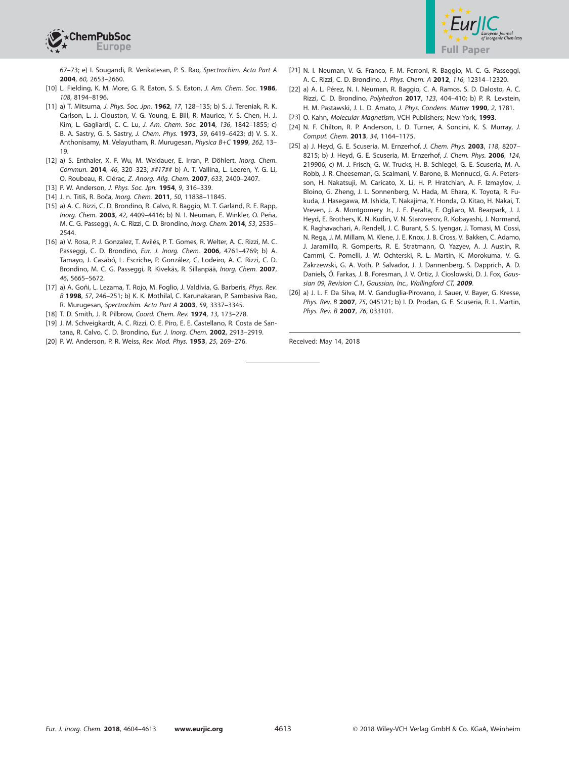67–73; e) I. Sougandi, R. Venkatesan, P. S. Rao, *Spectrochim. Acta Part A* **2004**, *60*, 2653–2660.

[10] L. Fielding, K. M. More, G. R. Eaton, S. S. Eaton, *J. Am. Chem. Soc.* **1986**, *108*, 8194–8196.

[11] a) T. Mitsuma, *J. Phys. Soc. Jpn.* **1962**, *17*, 128–135; b) S. J. Tereniak, R. K. Carlson, L. J. Clouston, V. G. Young, E. Bill, R. Maurice, Y. S. Chen, H. J. Kim, L. Gagliardi, C. C. Lu, *J. Am. Chem. Soc.* **2014**, *136*, 1842–1855; c) B. A. Sastry, G. S. Sastry, *J. Chem. Phys.* **1973**, *59*, 6419–6423; d) V. S. X. Anthonisamy, M. Velayutham, R. Murugesan, *Physica B+C* **1999**, *262*, 13–19.

[12] a) S. Enthaler, X. F. Wu, M. Weidauer, E. Irran, P. Döhlert, *Inorg. Chem. Commun.* **2014**, *46*, 320–323; *##17##* b) A. T. Vallina, L. Leeren, Y. G. Li, O. Roubeau, R. Clérac, *Z. Anorg. Allg. Chem.* **2007**, *633*, 2400–2407.

[13] P. W. Anderson, *J. Phys. Soc. Jpn.* **1954**, *9*, 316–339.

[14] J. n. Titiš, R. Boča, *Inorg. Chem.* **2011**, *50*, 11838–11845.

[15] a) A. C. Rizzi, C. D. Brondino, R. Calvo, R. Baggio, M. T. Garland, R. E. Rapp, *Inorg. Chem.* **2003**, *42*, 4409–4416; b) N. I. Neuman, E. Winkler, O. Peña, M. C. G. Passeggi, A. C. Rizzi, C. D. Brondino, *Inorg. Chem.* **2014**, *53*, 2535–2544.

[16] a) V. Rosa, P. J. Gonzalez, T. Avilés, P. T. Gomes, R. Welter, A. C. Rizzi, M. C. Passeggi, C. D. Brondino, *Eur. J. Inorg. Chem.* **2006**, 4761–4769; b) A. Tamayo, J. Casabó, L. Escriche, P. González, C. Lodeiro, A. C. Rizzi, C. D. Brondino, M. C. G. Passeggi, R. Kivekäs, R. Sillanpää, *Inorg. Chem.* **2007**, *46*, 5665–5672.

[17] a) A. Goñi, L. Lezama, T. Rojo, M. Foglio, J. Valdivia, G. Barberis, *Phys. Rev. B* **1998**, *57*, 246–251; b) K. K. Mothilal, C. Karunakaran, P. Sambasiva Rao, R. Murugesan, *Spectrochim. Acta Part A* **2003**, *59*, 3337–3345.

[18] T. D. Smith, J. R. Pilbrow, *Coord. Chem. Rev.* **1974**, *13*, 173–278.

[19] J. M. Schveigkardt, A. C. Rizzi, O. E. Piro, E. E. Castellano, R. Costa de Santana, R. Calvo, C. D. Brondino, *Eur. J. Inorg. Chem.* **2002**, 2913–2919.

[20] P. W. Anderson, P. R. Weiss, *Rev. Mod. Phys.* **1953**, *25*, 269–276.

[21] N. I. Neuman, V. G. Franco, F. M. Ferroni, R. Baggio, M. C. G. Passeggi, A. C. Rizzi, C. D. Brondino, *J. Phys. Chem. A* **2012**, *116*, 12314–12320.

[22] a) A. L. Pérez, N. I. Neuman, R. Baggio, C. A. Ramos, S. D. Dalosto, A. C. Rizzi, C. D. Brondino, *Polyhedron* **2017**, *123*, 404–410; b) P. R. Levstein, H. M. Pastawski, J. L. D. Amato, *J. Phys. Condens. Matter* **1990**, *2*, 1781.

[23] O. Kahn, *Molecular Magnetism*, VCH Publishers; New York, **1993**.

[24] N. F. Chilton, R. P. Anderson, L. D. Turner, A. Soncini, K. S. Murray, *J. Comput. Chem.* **2013**, *34*, 1164–1175.

[25] a) J. Heyd, G. E. Scuseria, M. Ernzerhof, *J. Chem. Phys.* **2003**, *118*, 8207–8215; b) J. Heyd, G. E. Scuseria, M. Ernzerhof, *J. Chem. Phys.* **2006**, *124*, 219906; c) M. J. Frisch, G. W. Trucks, H. B. Schlegel, G. E. Scuseria, M. A. Robb, J. R. Cheeseman, G. Scalmani, V. Barone, B. Mennucci, G. A. Petersson, H. Nakatsuji, M. Caricato, X. Li, H. P. Hratchian, A. F. Izmaylov, J. Bloino, G. Zheng, J. L. Sonnenberg, M. Hada, M. Ehara, K. Toyota, R. Fukuda, J. Hasegawa, M. Ishida, T. Nakajima, Y. Honda, O. Kitao, H. Nakai, T. Vreven, J. A. Montgomery Jr., J. E. Peralta, F. Ogliaro, M. Bearpark, J. J. Heyd, E. Brothers, K. N. Kudin, V. N. Staroverov, R. Kobayashi, J. Normand, K. Raghavachari, A. Rendell, J. C. Burant, S. S. Iyengar, J. Tomasi, M. Cossi, N. Rega, J. M. Millam, M. Klene, J. E. Knox, J. B. Cross, V. Bakken, C. Adamo, J. Jaramillo, R. Gomperts, R. E. Stratmann, O. Yazyev, A. J. Austin, R. Cammi, C. Pomelli, J. W. Ochterski, R. L. Martin, K. Morokuma, V. G. Zakrzewski, G. A. Voth, P. Salvador, J. J. Dannenberg, S. Dapprich, A. D. Daniels, Ö. Farkas, J. B. Foresman, J. V. Ortiz, J. Cioslowski, D. J. Fox, *Gaussian 09, Revision C.1, Gaussian, Inc., Wallingford CT,* ***2009***.

[26] a) J. L. F. Da Silva, M. V. Ganduglia-Pirovano, J. Sauer, V. Bayer, G. Kresse, *Phys. Rev. B* **2007**, *75*, 045121; b) I. D. Prodan, G. E. Scuseria, R. L. Martin, *Phys. Rev. B* **2007**, *76*, 033101.

Received: May 14, 2018